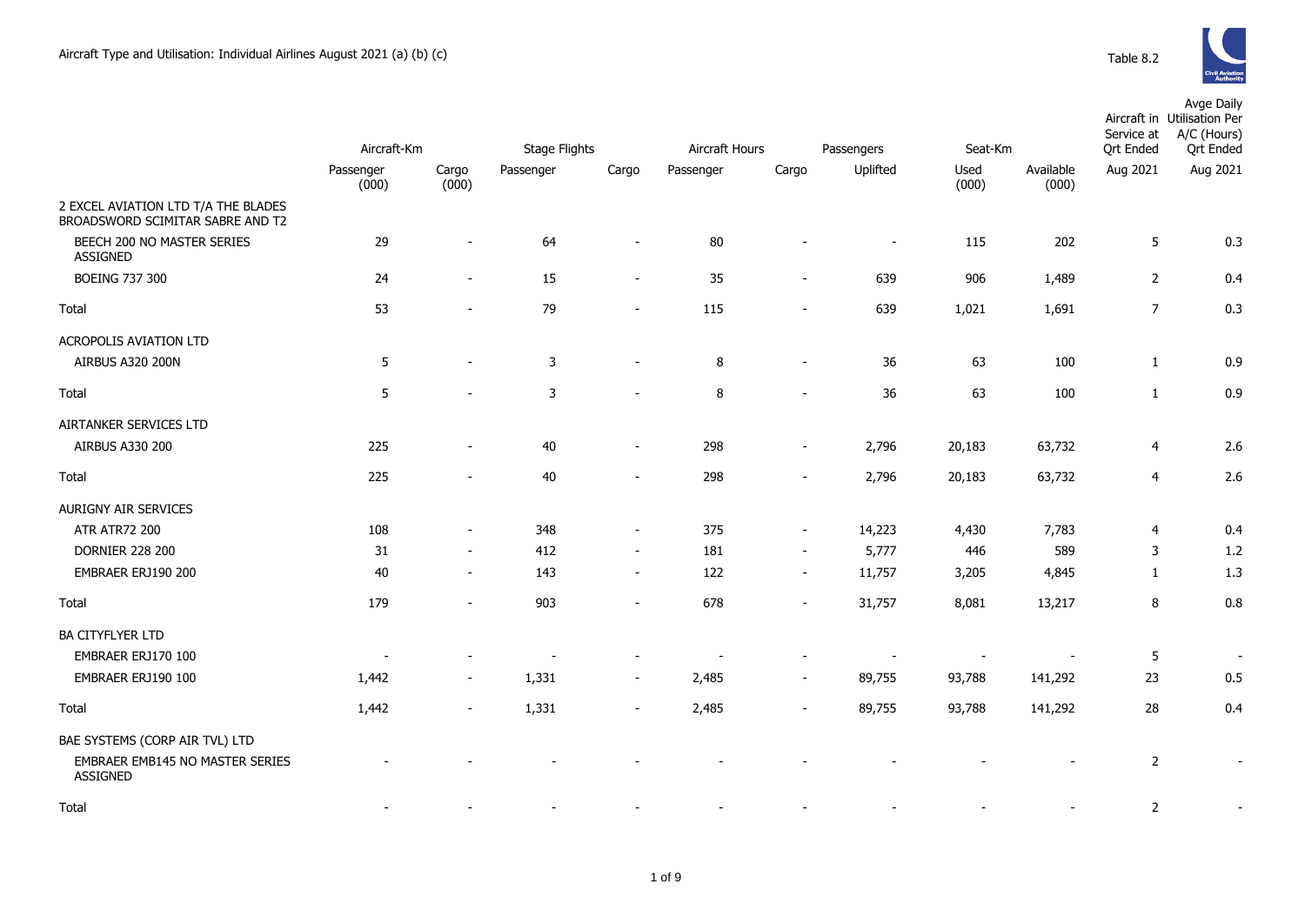Aircraft Type and Utilisation: Individual Airlines August 2021 (a) (b) (c)

Table 8.2

| | Aircraft-Km | | Stage Flights | | Aircraft Hours | | Passengers | Seat-Km | | Aircraft in Service at Qrt Ended | Avge Daily Utilisation Per A/C (Hours) Qrt Ended |
|---|---|---|---|---|---|---|---|---|---|---|---|
| | Passenger (000) | Cargo (000) | Passenger | Cargo | Passenger | Cargo | Uplifted | Used (000) | Available (000) | Aug 2021 | Aug 2021 |
| 2 EXCEL AVIATION LTD T/A THE BLADES BROADSWORD SCIMITAR SABRE AND T2 | | | | | | | | | | | |
| BEECH 200 NO MASTER SERIES ASSIGNED | 29 | - | 64 | - | 80 | - | - | 115 | 202 | 5 | 0.3 |
| BOEING 737 300 | 24 | - | 15 | - | 35 | - | 639 | 906 | 1,489 | 2 | 0.4 |
| Total | 53 | - | 79 | - | 115 | - | 639 | 1,021 | 1,691 | 7 | 0.3 |
| ACROPOLIS AVIATION LTD | | | | | | | | | | | |
| AIRBUS A320 200N | 5 | - | 3 | - | 8 | - | 36 | 63 | 100 | 1 | 0.9 |
| Total | 5 | - | 3 | - | 8 | - | 36 | 63 | 100 | 1 | 0.9 |
| AIRTANKER SERVICES LTD | | | | | | | | | | | |
| AIRBUS A330 200 | 225 | - | 40 | - | 298 | - | 2,796 | 20,183 | 63,732 | 4 | 2.6 |
| Total | 225 | - | 40 | - | 298 | - | 2,796 | 20,183 | 63,732 | 4 | 2.6 |
| AURIGNY AIR SERVICES | | | | | | | | | | | |
| ATR ATR72 200 | 108 | - | 348 | - | 375 | - | 14,223 | 4,430 | 7,783 | 4 | 0.4 |
| DORNIER 228 200 | 31 | - | 412 | - | 181 | - | 5,777 | 446 | 589 | 3 | 1.2 |
| EMBRAER ERJ190 200 | 40 | - | 143 | - | 122 | - | 11,757 | 3,205 | 4,845 | 1 | 1.3 |
| Total | 179 | - | 903 | - | 678 | - | 31,757 | 8,081 | 13,217 | 8 | 0.8 |
| BA CITYFLYER LTD | | | | | | | | | | | |
| EMBRAER ERJ170 100 | - | - | - | - | - | - | - | - | - | 5 | - |
| EMBRAER ERJ190 100 | 1,442 | - | 1,331 | - | 2,485 | - | 89,755 | 93,788 | 141,292 | 23 | 0.5 |
| Total | 1,442 | - | 1,331 | - | 2,485 | - | 89,755 | 93,788 | 141,292 | 28 | 0.4 |
| BAE SYSTEMS (CORP AIR TVL) LTD | | | | | | | | | | | |
| EMBRAER EMB145 NO MASTER SERIES ASSIGNED | - | - | - | - | - | - | - | - | - | 2 | - |
| Total | - | - | - | - | - | - | - | - | - | 2 | - |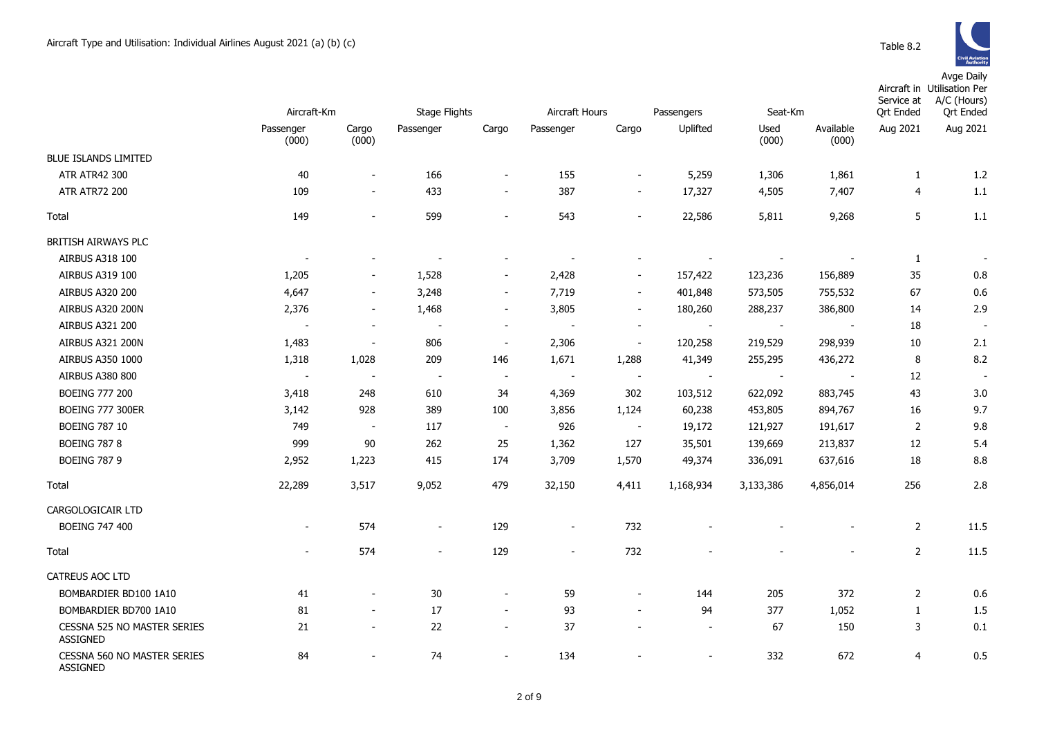# Aircraft Type and Utilisation: Individual Airlines August 2021 (a) (b) (c)

Table 8.2

| | Aircraft-Km | | Stage Flights | | Aircraft Hours | | Passengers | Seat-Km | | Aircraft in Service at Qrt Ended | Avge Daily Utilisation Per A/C (Hours) Qrt Ended |
|---|---|---|---|---|---|---|---|---|---|---|---|
| | Passenger (000) | Cargo (000) | Passenger | Cargo | Passenger | Cargo | Uplifted | Used (000) | Available (000) | Aug 2021 | Aug 2021 |
| BLUE ISLANDS LIMITED | | | | | | | | | | | |
| ATR ATR42 300 | 40 | - | 166 | - | 155 | - | 5,259 | 1,306 | 1,861 | 1 | 1.2 |
| ATR ATR72 200 | 109 | - | 433 | - | 387 | - | 17,327 | 4,505 | 7,407 | 4 | 1.1 |
| Total | 149 | - | 599 | - | 543 | - | 22,586 | 5,811 | 9,268 | 5 | 1.1 |
| BRITISH AIRWAYS PLC | | | | | | | | | | | |
| AIRBUS A318 100 | - | - | - | - | - | - | - | - | - | 1 | - |
| AIRBUS A319 100 | 1,205 | - | 1,528 | - | 2,428 | - | 157,422 | 123,236 | 156,889 | 35 | 0.8 |
| AIRBUS A320 200 | 4,647 | - | 3,248 | - | 7,719 | - | 401,848 | 573,505 | 755,532 | 67 | 0.6 |
| AIRBUS A320 200N | 2,376 | - | 1,468 | - | 3,805 | - | 180,260 | 288,237 | 386,800 | 14 | 2.9 |
| AIRBUS A321 200 | - | - | - | - | - | - | - | - | - | 18 | - |
| AIRBUS A321 200N | 1,483 | - | 806 | - | 2,306 | - | 120,258 | 219,529 | 298,939 | 10 | 2.1 |
| AIRBUS A350 1000 | 1,318 | 1,028 | 209 | 146 | 1,671 | 1,288 | 41,349 | 255,295 | 436,272 | 8 | 8.2 |
| AIRBUS A380 800 | - | - | - | - | - | - | - | - | - | 12 | - |
| BOEING 777 200 | 3,418 | 248 | 610 | 34 | 4,369 | 302 | 103,512 | 622,092 | 883,745 | 43 | 3.0 |
| BOEING 777 300ER | 3,142 | 928 | 389 | 100 | 3,856 | 1,124 | 60,238 | 453,805 | 894,767 | 16 | 9.7 |
| BOEING 787 10 | 749 | - | 117 | - | 926 | - | 19,172 | 121,927 | 191,617 | 2 | 9.8 |
| BOEING 787 8 | 999 | 90 | 262 | 25 | 1,362 | 127 | 35,501 | 139,669 | 213,837 | 12 | 5.4 |
| BOEING 787 9 | 2,952 | 1,223 | 415 | 174 | 3,709 | 1,570 | 49,374 | 336,091 | 637,616 | 18 | 8.8 |
| Total | 22,289 | 3,517 | 9,052 | 479 | 32,150 | 4,411 | 1,168,934 | 3,133,386 | 4,856,014 | 256 | 2.8 |
| CARGOLOGICAIR LTD | | | | | | | | | | | |
| BOEING 747 400 | - | 574 | - | 129 | - | 732 | - | - | - | 2 | 11.5 |
| Total | - | 574 | - | 129 | - | 732 | - | - | - | 2 | 11.5 |
| CATREUS AOC LTD | | | | | | | | | | | |
| BOMBARDIER BD100 1A10 | 41 | - | 30 | - | 59 | - | 144 | 205 | 372 | 2 | 0.6 |
| BOMBARDIER BD700 1A10 | 81 | - | 17 | - | 93 | - | 94 | 377 | 1,052 | 1 | 1.5 |
| CESSNA 525 NO MASTER SERIES ASSIGNED | 21 | - | 22 | - | 37 | - | - | 67 | 150 | 3 | 0.1 |
| CESSNA 560 NO MASTER SERIES ASSIGNED | 84 | - | 74 | - | 134 | - | - | 332 | 672 | 4 | 0.5 |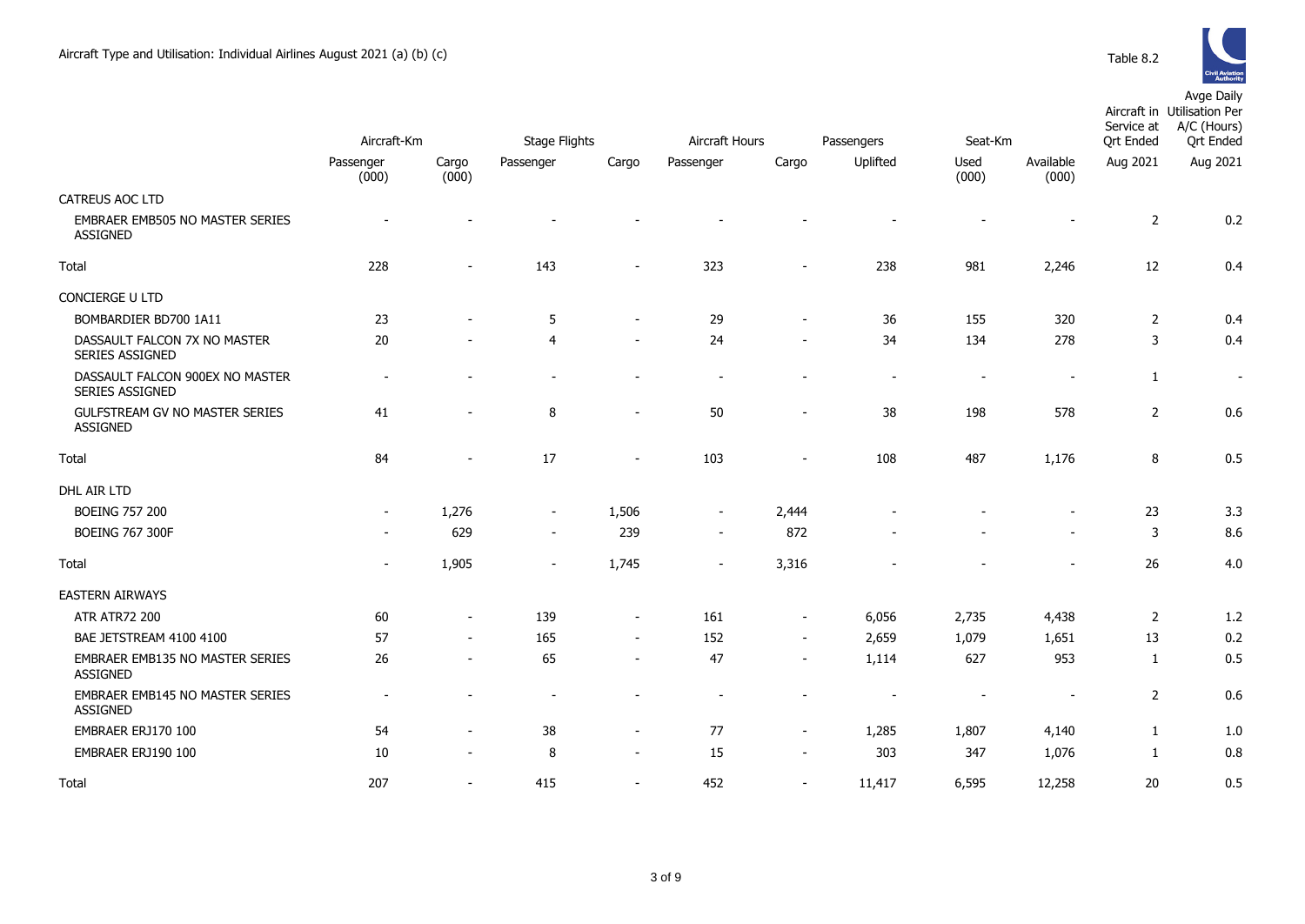Aircraft Type and Utilisation: Individual Airlines August 2021 (a) (b) (c)

Table 8.2

| | Aircraft-Km | | Stage Flights | | Aircraft Hours | | Passengers | Seat-Km | | Aircraft in Service at Qrt Ended | Avge Daily Utilisation Per A/C (Hours) Qrt Ended |
|---|---|---|---|---|---|---|---|---|---|---|---|
| | Passenger (000) | Cargo (000) | Passenger | Cargo | Passenger | Cargo | Uplifted | Used (000) | Available (000) | Aug 2021 | Aug 2021 |
| CATREUS AOC LTD | | | | | | | | | | | |
| EMBRAER EMB505 NO MASTER SERIES ASSIGNED | - | - | - | - | - | - | - | - | - | 2 | 0.2 |
| Total | 228 | - | 143 | - | 323 | - | 238 | 981 | 2,246 | 12 | 0.4 |
| CONCIERGE U LTD | | | | | | | | | | | |
| BOMBARDIER BD700 1A11 | 23 | - | 5 | - | 29 | - | 36 | 155 | 320 | 2 | 0.4 |
| DASSAULT FALCON 7X NO MASTER SERIES ASSIGNED | 20 | - | 4 | - | 24 | - | 34 | 134 | 278 | 3 | 0.4 |
| DASSAULT FALCON 900EX NO MASTER SERIES ASSIGNED | - | - | - | - | - | - | - | - | - | 1 | - |
| GULFSTREAM GV NO MASTER SERIES ASSIGNED | 41 | - | 8 | - | 50 | - | 38 | 198 | 578 | 2 | 0.6 |
| Total | 84 | - | 17 | - | 103 | - | 108 | 487 | 1,176 | 8 | 0.5 |
| DHL AIR LTD | | | | | | | | | | | |
| BOEING 757 200 | - | 1,276 | - | 1,506 | - | 2,444 | - | - | - | 23 | 3.3 |
| BOEING 767 300F | - | 629 | - | 239 | - | 872 | - | - | - | 3 | 8.6 |
| Total | - | 1,905 | - | 1,745 | - | 3,316 | - | - | - | 26 | 4.0 |
| EASTERN AIRWAYS | | | | | | | | | | | |
| ATR ATR72 200 | 60 | - | 139 | - | 161 | - | 6,056 | 2,735 | 4,438 | 2 | 1.2 |
| BAE JETSTREAM 4100 4100 | 57 | - | 165 | - | 152 | - | 2,659 | 1,079 | 1,651 | 13 | 0.2 |
| EMBRAER EMB135 NO MASTER SERIES ASSIGNED | 26 | - | 65 | - | 47 | - | 1,114 | 627 | 953 | 1 | 0.5 |
| EMBRAER EMB145 NO MASTER SERIES ASSIGNED | - | - | - | - | - | - | - | - | - | 2 | 0.6 |
| EMBRAER ERJ170 100 | 54 | - | 38 | - | 77 | - | 1,285 | 1,807 | 4,140 | 1 | 1.0 |
| EMBRAER ERJ190 100 | 10 | - | 8 | - | 15 | - | 303 | 347 | 1,076 | 1 | 0.8 |
| Total | 207 | - | 415 | - | 452 | - | 11,417 | 6,595 | 12,258 | 20 | 0.5 |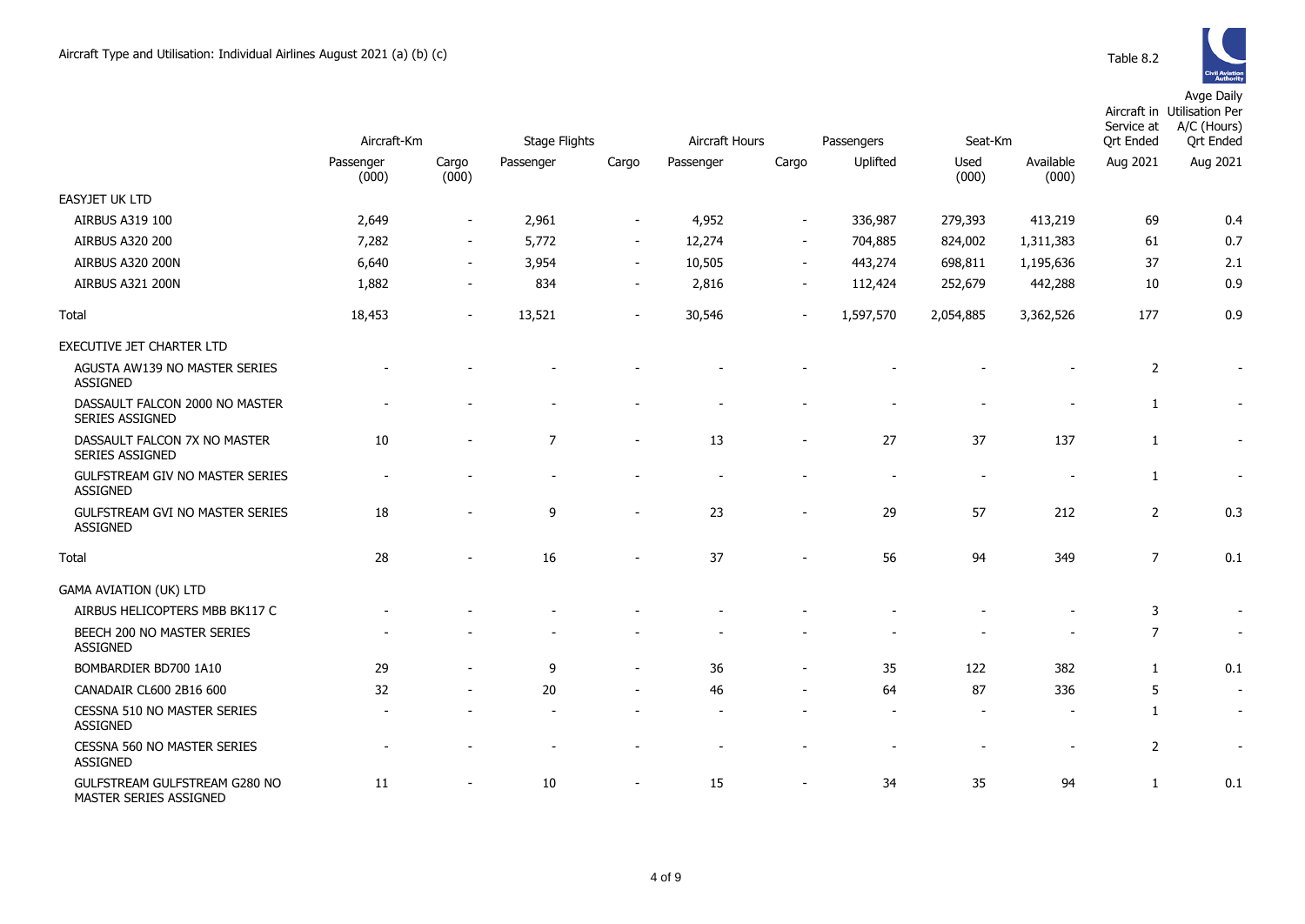Aircraft Type and Utilisation: Individual Airlines August 2021 (a) (b) (c)

Table 8.2

| | Aircraft-Km | | Stage Flights | | Aircraft Hours | | Passengers | Seat-Km | | Aircraft in Service at Qrt Ended | Avge Daily Utilisation Per A/C (Hours) Qrt Ended |
|---|---|---|---|---|---|---|---|---|---|---|---|
| | Passenger (000) | Cargo (000) | Passenger | Cargo | Passenger | Cargo | Uplifted | Used (000) | Available (000) | Aug 2021 | Aug 2021 |
| EASYJET UK LTD | | | | | | | | | | | |
| AIRBUS A319 100 | 2,649 | - | 2,961 | - | 4,952 | - | 336,987 | 279,393 | 413,219 | 69 | 0.4 |
| AIRBUS A320 200 | 7,282 | - | 5,772 | - | 12,274 | - | 704,885 | 824,002 | 1,311,383 | 61 | 0.7 |
| AIRBUS A320 200N | 6,640 | - | 3,954 | - | 10,505 | - | 443,274 | 698,811 | 1,195,636 | 37 | 2.1 |
| AIRBUS A321 200N | 1,882 | - | 834 | - | 2,816 | - | 112,424 | 252,679 | 442,288 | 10 | 0.9 |
| Total | 18,453 | - | 13,521 | - | 30,546 | - | 1,597,570 | 2,054,885 | 3,362,526 | 177 | 0.9 |
| EXECUTIVE JET CHARTER LTD | | | | | | | | | | | |
| AGUSTA AW139 NO MASTER SERIES ASSIGNED | - | - | - | - | - | - | - | - | - | 2 | - |
| DASSAULT FALCON 2000 NO MASTER SERIES ASSIGNED | - | - | - | - | - | - | - | - | - | 1 | - |
| DASSAULT FALCON 7X NO MASTER SERIES ASSIGNED | 10 | - | 7 | - | 13 | - | 27 | 37 | 137 | 1 | - |
| GULFSTREAM GIV NO MASTER SERIES ASSIGNED | - | - | - | - | - | - | - | - | - | 1 | - |
| GULFSTREAM GVI NO MASTER SERIES ASSIGNED | 18 | - | 9 | - | 23 | - | 29 | 57 | 212 | 2 | 0.3 |
| Total | 28 | - | 16 | - | 37 | - | 56 | 94 | 349 | 7 | 0.1 |
| GAMA AVIATION (UK) LTD | | | | | | | | | | | |
| AIRBUS HELICOPTERS MBB BK117 C | - | - | - | - | - | - | - | - | - | 3 | - |
| BEECH 200 NO MASTER SERIES ASSIGNED | - | - | - | - | - | - | - | - | - | 7 | - |
| BOMBARDIER BD700 1A10 | 29 | - | 9 | - | 36 | - | 35 | 122 | 382 | 1 | 0.1 |
| CANADAIR CL600 2B16 600 | 32 | - | 20 | - | 46 | - | 64 | 87 | 336 | 5 | - |
| CESSNA 510 NO MASTER SERIES ASSIGNED | - | - | - | - | - | - | - | - | - | 1 | - |
| CESSNA 560 NO MASTER SERIES ASSIGNED | - | - | - | - | - | - | - | - | - | 2 | - |
| GULFSTREAM GULFSTREAM G280 NO MASTER SERIES ASSIGNED | 11 | - | 10 | - | 15 | - | 34 | 35 | 94 | 1 | 0.1 |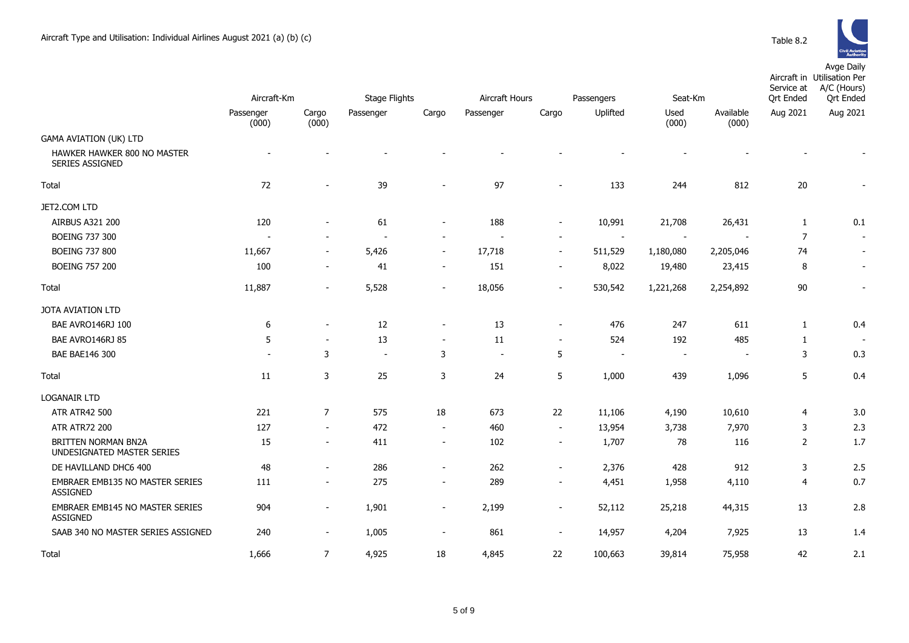# Aircraft Type and Utilisation: Individual Airlines August 2021 (a) (b) (c)

Table 8.2

| | Aircraft-Km | | Stage Flights | | Aircraft Hours | | Passengers | Seat-Km | | Aircraft in Service at Qrt Ended | Avge Daily Utilisation Per A/C (Hours) Qrt Ended |
|---|---|---|---|---|---|---|---|---|---|---|---|
| | Passenger (000) | Cargo (000) | Passenger | Cargo | Passenger | Cargo | Uplifted | Used (000) | Available (000) | Aug 2021 | Aug 2021 |
| GAMA AVIATION (UK) LTD | | | | | | | | | | | |
| HAWKER HAWKER 800 NO MASTER SERIES ASSIGNED | - | - | - | - | - | - | - | - | - | - | - |
| Total | 72 | - | 39 | - | 97 | - | 133 | 244 | 812 | 20 | - |
| JET2.COM LTD | | | | | | | | | | | |
| AIRBUS A321 200 | 120 | - | 61 | - | 188 | - | 10,991 | 21,708 | 26,431 | 1 | 0.1 |
| BOEING 737 300 | - | - | - | - | - | - | - | - | - | 7 | - |
| BOEING 737 800 | 11,667 | - | 5,426 | - | 17,718 | - | 511,529 | 1,180,080 | 2,205,046 | 74 | - |
| BOEING 757 200 | 100 | - | 41 | - | 151 | - | 8,022 | 19,480 | 23,415 | 8 | - |
| Total | 11,887 | - | 5,528 | - | 18,056 | - | 530,542 | 1,221,268 | 2,254,892 | 90 | - |
| JOTA AVIATION LTD | | | | | | | | | | | |
| BAE AVRO146RJ 100 | 6 | - | 12 | - | 13 | - | 476 | 247 | 611 | 1 | 0.4 |
| BAE AVRO146RJ 85 | 5 | - | 13 | - | 11 | - | 524 | 192 | 485 | 1 | - |
| BAE BAE146 300 | - | 3 | - | 3 | - | 5 | - | - | - | 3 | 0.3 |
| Total | 11 | 3 | 25 | 3 | 24 | 5 | 1,000 | 439 | 1,096 | 5 | 0.4 |
| LOGANAIR LTD | | | | | | | | | | | |
| ATR ATR42 500 | 221 | 7 | 575 | 18 | 673 | 22 | 11,106 | 4,190 | 10,610 | 4 | 3.0 |
| ATR ATR72 200 | 127 | - | 472 | - | 460 | - | 13,954 | 3,738 | 7,970 | 3 | 2.3 |
| BRITTEN NORMAN BN2A UNDESIGNATED MASTER SERIES | 15 | - | 411 | - | 102 | - | 1,707 | 78 | 116 | 2 | 1.7 |
| DE HAVILLAND DHC6 400 | 48 | - | 286 | - | 262 | - | 2,376 | 428 | 912 | 3 | 2.5 |
| EMBRAER EMB135 NO MASTER SERIES ASSIGNED | 111 | - | 275 | - | 289 | - | 4,451 | 1,958 | 4,110 | 4 | 0.7 |
| EMBRAER EMB145 NO MASTER SERIES ASSIGNED | 904 | - | 1,901 | - | 2,199 | - | 52,112 | 25,218 | 44,315 | 13 | 2.8 |
| SAAB 340 NO MASTER SERIES ASSIGNED | 240 | - | 1,005 | - | 861 | - | 14,957 | 4,204 | 7,925 | 13 | 1.4 |
| Total | 1,666 | 7 | 4,925 | 18 | 4,845 | 22 | 100,663 | 39,814 | 75,958 | 42 | 2.1 |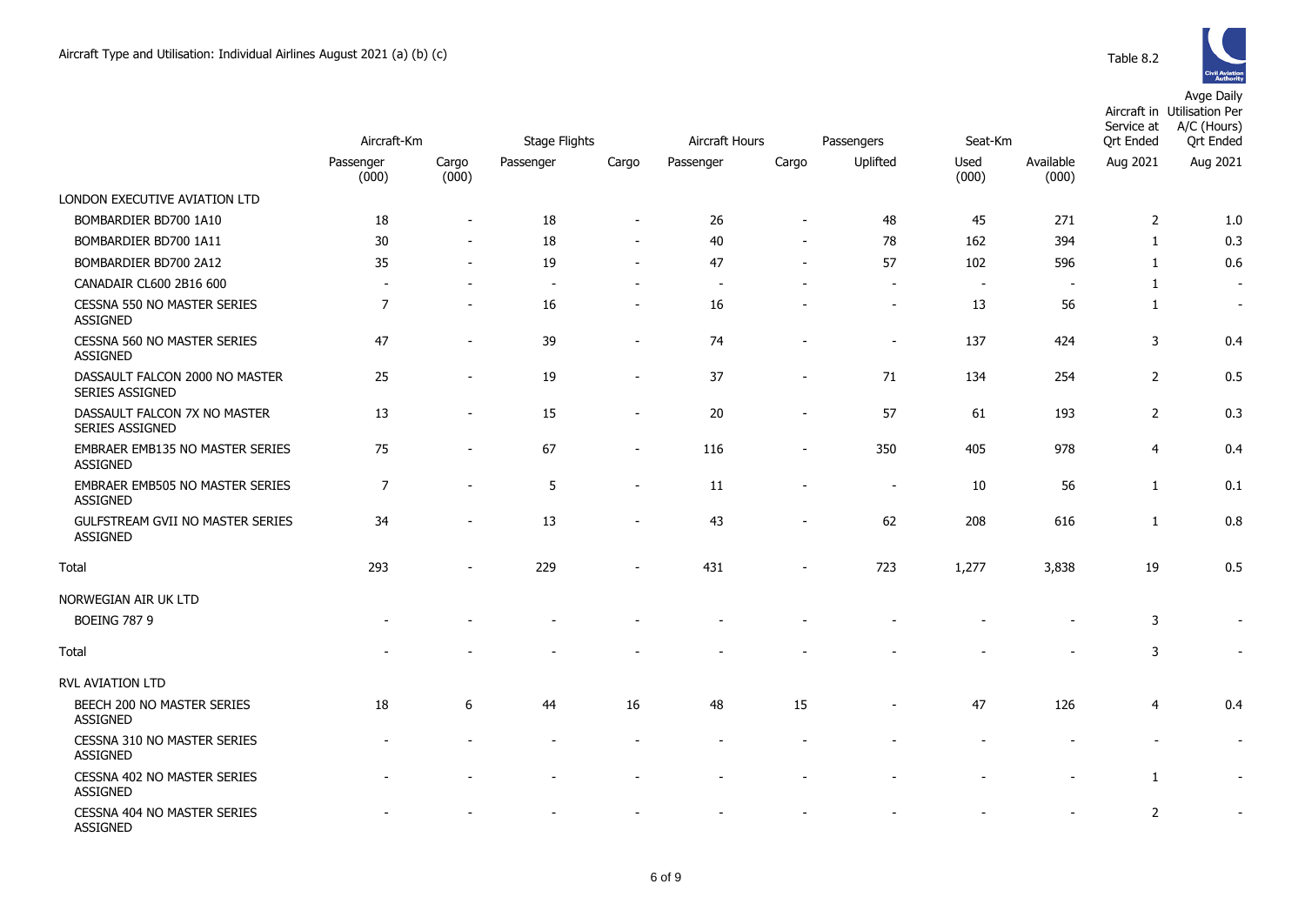Aircraft Type and Utilisation: Individual Airlines August 2021 (a) (b) (c)

Table 8.2

| | Aircraft-Km | | Stage Flights | | Aircraft Hours | | Passengers | Seat-Km | | Aircraft in Service at Qrt Ended | Avge Daily Utilisation Per A/C (Hours) Qrt Ended |
|---|---|---|---|---|---|---|---|---|---|---|---|
| | Passenger (000) | Cargo (000) | Passenger | Cargo | Passenger | Cargo | Uplifted | Used (000) | Available (000) | Aug 2021 | Aug 2021 |
| LONDON EXECUTIVE AVIATION LTD | | | | | | | | | | | |
| BOMBARDIER BD700 1A10 | 18 | - | 18 | - | 26 | - | 48 | 45 | 271 | 2 | 1.0 |
| BOMBARDIER BD700 1A11 | 30 | - | 18 | - | 40 | - | 78 | 162 | 394 | 1 | 0.3 |
| BOMBARDIER BD700 2A12 | 35 | - | 19 | - | 47 | - | 57 | 102 | 596 | 1 | 0.6 |
| CANADAIR CL600 2B16 600 | - | - | - | - | - | - | - | - | - | 1 | - |
| CESSNA 550 NO MASTER SERIES ASSIGNED | 7 | - | 16 | - | 16 | - | - | 13 | 56 | 1 | - |
| CESSNA 560 NO MASTER SERIES ASSIGNED | 47 | - | 39 | - | 74 | - | - | 137 | 424 | 3 | 0.4 |
| DASSAULT FALCON 2000 NO MASTER SERIES ASSIGNED | 25 | - | 19 | - | 37 | - | 71 | 134 | 254 | 2 | 0.5 |
| DASSAULT FALCON 7X NO MASTER SERIES ASSIGNED | 13 | - | 15 | - | 20 | - | 57 | 61 | 193 | 2 | 0.3 |
| EMBRAER EMB135 NO MASTER SERIES ASSIGNED | 75 | - | 67 | - | 116 | - | 350 | 405 | 978 | 4 | 0.4 |
| EMBRAER EMB505 NO MASTER SERIES ASSIGNED | 7 | - | 5 | - | 11 | - | - | 10 | 56 | 1 | 0.1 |
| GULFSTREAM GVII NO MASTER SERIES ASSIGNED | 34 | - | 13 | - | 43 | - | 62 | 208 | 616 | 1 | 0.8 |
| Total | 293 | - | 229 | - | 431 | - | 723 | 1,277 | 3,838 | 19 | 0.5 |
| NORWEGIAN AIR UK LTD | | | | | | | | | | | |
| BOEING 787 9 | - | - | - | - | - | - | - | - | - | 3 | - |
| Total | - | - | - | - | - | - | - | - | - | 3 | - |
| RVL AVIATION LTD | | | | | | | | | | | |
| BEECH 200 NO MASTER SERIES ASSIGNED | 18 | 6 | 44 | 16 | 48 | 15 | - | 47 | 126 | 4 | 0.4 |
| CESSNA 310 NO MASTER SERIES ASSIGNED | - | - | - | - | - | - | - | - | - | - | - |
| CESSNA 402 NO MASTER SERIES ASSIGNED | - | - | - | - | - | - | - | - | - | 1 | - |
| CESSNA 404 NO MASTER SERIES ASSIGNED | - | - | - | - | - | - | - | - | - | 2 | - |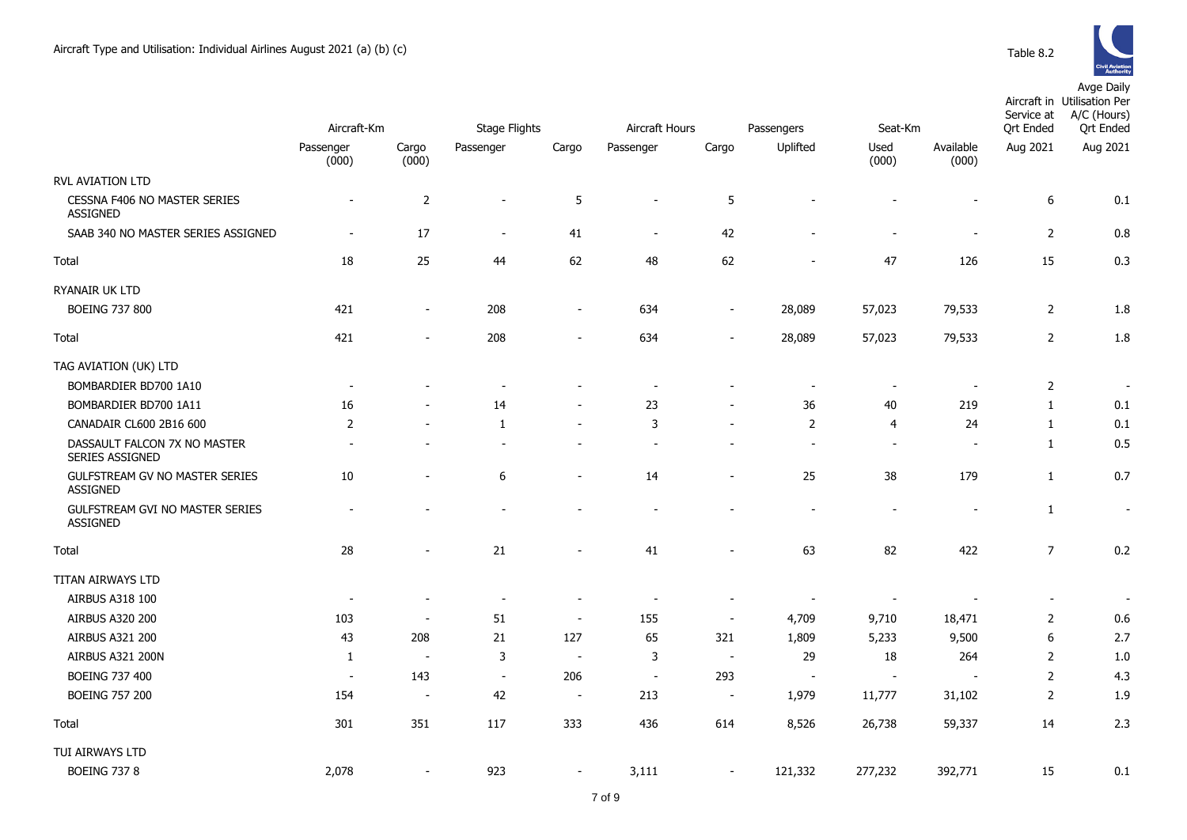Aircraft Type and Utilisation: Individual Airlines August 2021 (a) (b) (c)

Table 8.2

| | Aircraft-Km | | Stage Flights | | Aircraft Hours | | Passengers | Seat-Km | | Aircraft in Service at Qrt Ended | Avge Daily Utilisation Per A/C (Hours) Qrt Ended |
|---|---|---|---|---|---|---|---|---|---|---|---|
| | Passenger (000) | Cargo (000) | Passenger | Cargo | Passenger | Cargo | Uplifted | Used (000) | Available (000) | Aug 2021 | Aug 2021 |
| RVL AVIATION LTD | | | | | | | | | | | |
| CESSNA F406 NO MASTER SERIES ASSIGNED | - | 2 | - | 5 | - | 5 | - | - | - | 6 | 0.1 |
| SAAB 340 NO MASTER SERIES ASSIGNED | - | 17 | - | 41 | - | 42 | - | - | - | 2 | 0.8 |
| Total | 18 | 25 | 44 | 62 | 48 | 62 | - | 47 | 126 | 15 | 0.3 |
| RYANAIR UK LTD | | | | | | | | | | | |
| BOEING 737 800 | 421 | - | 208 | - | 634 | - | 28,089 | 57,023 | 79,533 | 2 | 1.8 |
| Total | 421 | - | 208 | - | 634 | - | 28,089 | 57,023 | 79,533 | 2 | 1.8 |
| TAG AVIATION (UK) LTD | | | | | | | | | | | |
| BOMBARDIER BD700 1A10 | - | - | - | - | - | - | - | - | - | 2 | - |
| BOMBARDIER BD700 1A11 | 16 | - | 14 | - | 23 | - | 36 | 40 | 219 | 1 | 0.1 |
| CANADAIR CL600 2B16 600 | 2 | - | 1 | - | 3 | - | 2 | 4 | 24 | 1 | 0.1 |
| DASSAULT FALCON 7X NO MASTER SERIES ASSIGNED | - | - | - | - | - | - | - | - | - | 1 | 0.5 |
| GULFSTREAM GV NO MASTER SERIES ASSIGNED | 10 | - | 6 | - | 14 | - | 25 | 38 | 179 | 1 | 0.7 |
| GULFSTREAM GVI NO MASTER SERIES ASSIGNED | - | - | - | - | - | - | - | - | - | 1 | - |
| Total | 28 | - | 21 | - | 41 | - | 63 | 82 | 422 | 7 | 0.2 |
| TITAN AIRWAYS LTD | | | | | | | | | | | |
| AIRBUS A318 100 | - | - | - | - | - | - | - | - | - | - | - |
| AIRBUS A320 200 | 103 | - | 51 | - | 155 | - | 4,709 | 9,710 | 18,471 | 2 | 0.6 |
| AIRBUS A321 200 | 43 | 208 | 21 | 127 | 65 | 321 | 1,809 | 5,233 | 9,500 | 6 | 2.7 |
| AIRBUS A321 200N | 1 | - | 3 | - | 3 | - | 29 | 18 | 264 | 2 | 1.0 |
| BOEING 737 400 | - | 143 | - | 206 | - | 293 | - | - | - | 2 | 4.3 |
| BOEING 757 200 | 154 | - | 42 | - | 213 | - | 1,979 | 11,777 | 31,102 | 2 | 1.9 |
| Total | 301 | 351 | 117 | 333 | 436 | 614 | 8,526 | 26,738 | 59,337 | 14 | 2.3 |
| TUI AIRWAYS LTD | | | | | | | | | | | |
| BOEING 737 8 | 2,078 | - | 923 | - | 3,111 | - | 121,332 | 277,232 | 392,771 | 15 | 0.1 |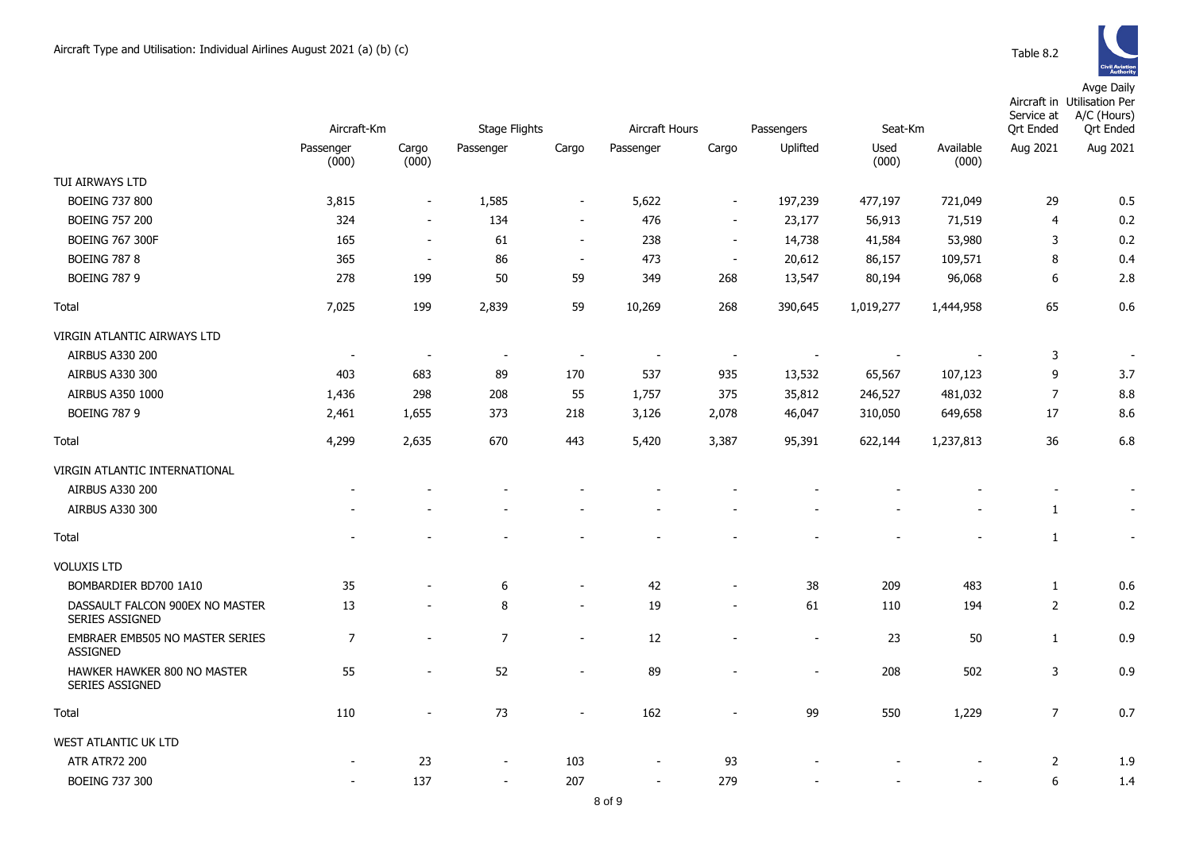Aircraft Type and Utilisation: Individual Airlines August 2021 (a) (b) (c)

Table 8.2

| | Aircraft-Km | | Stage Flights | | Aircraft Hours | | Passengers | Seat-Km | | Aircraft in Service at Qrt Ended | Avge Daily Utilisation Per A/C (Hours) Qrt Ended |
|---|---|---|---|---|---|---|---|---|---|---|---|
| | Passenger (000) | Cargo (000) | Passenger | Cargo | Passenger | Cargo | Uplifted | Used (000) | Available (000) | Aug 2021 | Aug 2021 |
| TUI AIRWAYS LTD | | | | | | | | | | | |
| BOEING 737 800 | 3,815 | - | 1,585 | - | 5,622 | - | 197,239 | 477,197 | 721,049 | 29 | 0.5 |
| BOEING 757 200 | 324 | - | 134 | - | 476 | - | 23,177 | 56,913 | 71,519 | 4 | 0.2 |
| BOEING 767 300F | 165 | - | 61 | - | 238 | - | 14,738 | 41,584 | 53,980 | 3 | 0.2 |
| BOEING 787 8 | 365 | - | 86 | - | 473 | - | 20,612 | 86,157 | 109,571 | 8 | 0.4 |
| BOEING 787 9 | 278 | 199 | 50 | 59 | 349 | 268 | 13,547 | 80,194 | 96,068 | 6 | 2.8 |
| Total | 7,025 | 199 | 2,839 | 59 | 10,269 | 268 | 390,645 | 1,019,277 | 1,444,958 | 65 | 0.6 |
| VIRGIN ATLANTIC AIRWAYS LTD | | | | | | | | | | | |
| AIRBUS A330 200 | - | - | - | - | - | - | - | - | - | 3 | - |
| AIRBUS A330 300 | 403 | 683 | 89 | 170 | 537 | 935 | 13,532 | 65,567 | 107,123 | 9 | 3.7 |
| AIRBUS A350 1000 | 1,436 | 298 | 208 | 55 | 1,757 | 375 | 35,812 | 246,527 | 481,032 | 7 | 8.8 |
| BOEING 787 9 | 2,461 | 1,655 | 373 | 218 | 3,126 | 2,078 | 46,047 | 310,050 | 649,658 | 17 | 8.6 |
| Total | 4,299 | 2,635 | 670 | 443 | 5,420 | 3,387 | 95,391 | 622,144 | 1,237,813 | 36 | 6.8 |
| VIRGIN ATLANTIC INTERNATIONAL | | | | | | | | | | | |
| AIRBUS A330 200 | - | - | - | - | - | - | - | - | - | - | - |
| AIRBUS A330 300 | - | - | - | - | - | - | - | - | - | 1 | - |
| Total | - | - | - | - | - | - | - | - | - | 1 | - |
| VOLUXIS LTD | | | | | | | | | | | |
| BOMBARDIER BD700 1A10 | 35 | - | 6 | - | 42 | - | 38 | 209 | 483 | 1 | 0.6 |
| DASSAULT FALCON 900EX NO MASTER SERIES ASSIGNED | 13 | - | 8 | - | 19 | - | 61 | 110 | 194 | 2 | 0.2 |
| EMBRAER EMB505 NO MASTER SERIES ASSIGNED | 7 | - | 7 | - | 12 | - | - | 23 | 50 | 1 | 0.9 |
| HAWKER HAWKER 800 NO MASTER SERIES ASSIGNED | 55 | - | 52 | - | 89 | - | - | 208 | 502 | 3 | 0.9 |
| Total | 110 | - | 73 | - | 162 | - | 99 | 550 | 1,229 | 7 | 0.7 |
| WEST ATLANTIC UK LTD | | | | | | | | | | | |
| ATR ATR72 200 | - | 23 | - | 103 | - | 93 | - | - | - | 2 | 1.9 |
| BOEING 737 300 | - | 137 | - | 207 | - | 279 | - | - | - | 6 | 1.4 |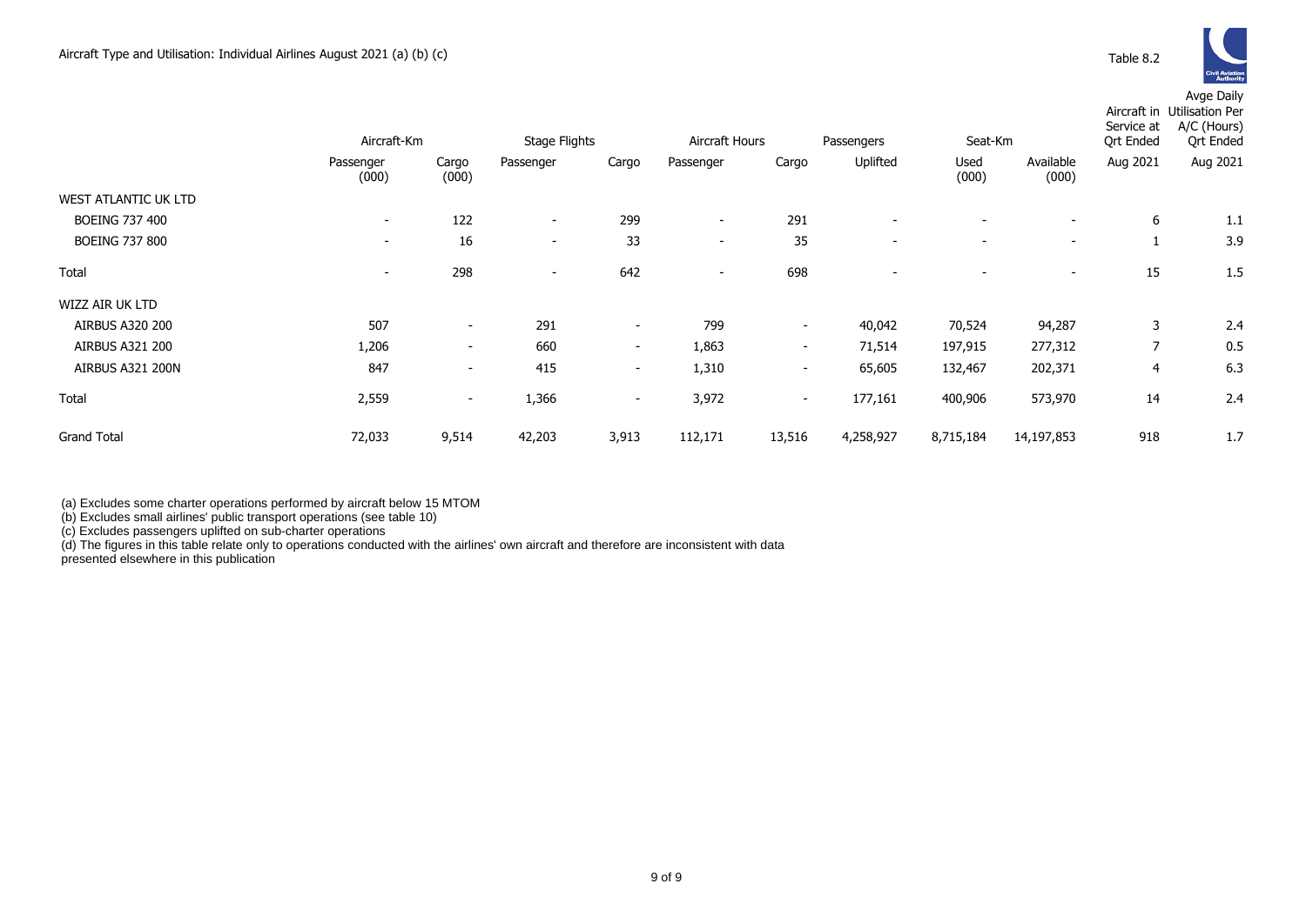Aircraft Type and Utilisation: Individual Airlines August 2021 (a) (b) (c)

Table 8.2

| | Aircraft-Km | | Stage Flights | | Aircraft Hours | | Passengers | Seat-Km | | Aircraft in Service at Qrt Ended | Avge Daily Utilisation Per A/C (Hours) Qrt Ended |
|---|---|---|---|---|---|---|---|---|---|---|---|
| | Passenger (000) | Cargo (000) | Passenger | Cargo | Passenger | Cargo | Uplifted | Used (000) | Available (000) | Aug 2021 | Aug 2021 |
| WEST ATLANTIC UK LTD | | | | | | | | | | | |
| BOEING 737 400 | - | 122 | - | 299 | - | 291 | - | - | - | 6 | 1.1 |
| BOEING 737 800 | - | 16 | - | 33 | - | 35 | - | - | - | 1 | 3.9 |
| Total | - | 298 | - | 642 | - | 698 | - | - | - | 15 | 1.5 |
| WIZZ AIR UK LTD | | | | | | | | | | | |
| AIRBUS A320 200 | 507 | - | 291 | - | 799 | - | 40,042 | 70,524 | 94,287 | 3 | 2.4 |
| AIRBUS A321 200 | 1,206 | - | 660 | - | 1,863 | - | 71,514 | 197,915 | 277,312 | 7 | 0.5 |
| AIRBUS A321 200N | 847 | - | 415 | - | 1,310 | - | 65,605 | 132,467 | 202,371 | 4 | 6.3 |
| Total | 2,559 | - | 1,366 | - | 3,972 | - | 177,161 | 400,906 | 573,970 | 14 | 2.4 |
| Grand Total | 72,033 | 9,514 | 42,203 | 3,913 | 112,171 | 13,516 | 4,258,927 | 8,715,184 | 14,197,853 | 918 | 1.7 |

(a) Excludes some charter operations performed by aircraft below 15 MTOM
(b) Excludes small airlines' public transport operations (see table 10)
(c) Excludes passengers uplifted on sub-charter operations
(d) The figures in this table relate only to operations conducted with the airlines' own aircraft and therefore are inconsistent with data presented elsewhere in this publication